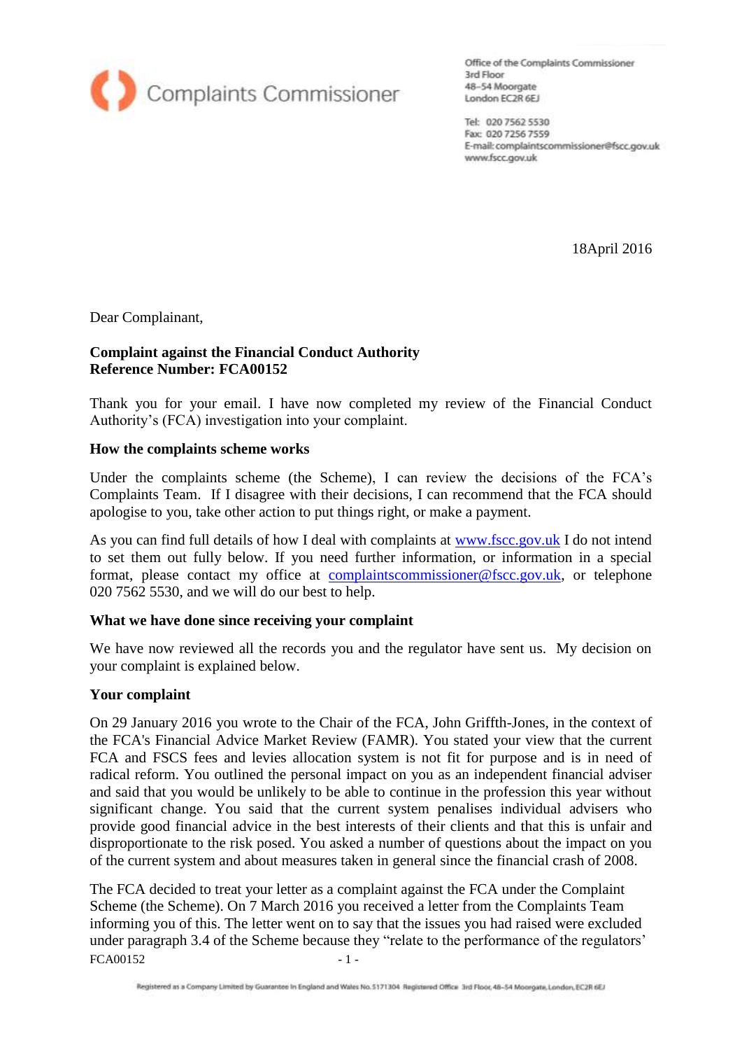Complaints Commissioner

Office of the Complaints Commissioner
3rd Floor
48-54 Moorgate
London EC2R 6EJ

Tel: 020 7562 5530
Fax: 020 7256 7559
E-mail: complaintscommissioner@fscc.gov.uk
www.fscc.gov.uk

18April 2016

Dear Complainant,

**Complaint against the Financial Conduct Authority**
**Reference Number: FCA00152**

Thank you for your email. I have now completed my review of the Financial Conduct Authority's (FCA) investigation into your complaint.

**How the complaints scheme works**

Under the complaints scheme (the Scheme), I can review the decisions of the FCA's Complaints Team. If I disagree with their decisions, I can recommend that the FCA should apologise to you, take other action to put things right, or make a payment.

As you can find full details of how I deal with complaints at www.fscc.gov.uk I do not intend to set them out fully below. If you need further information, or information in a special format, please contact my office at complaintscommissioner@fscc.gov.uk, or telephone 020 7562 5530, and we will do our best to help.

**What we have done since receiving your complaint**

We have now reviewed all the records you and the regulator have sent us. My decision on your complaint is explained below.

**Your complaint**

On 29 January 2016 you wrote to the Chair of the FCA, John Griffth-Jones, in the context of the FCA's Financial Advice Market Review (FAMR). You stated your view that the current FCA and FSCS fees and levies allocation system is not fit for purpose and is in need of radical reform. You outlined the personal impact on you as an independent financial adviser and said that you would be unlikely to be able to continue in the profession this year without significant change. You said that the current system penalises individual advisers who provide good financial advice in the best interests of their clients and that this is unfair and disproportionate to the risk posed. You asked a number of questions about the impact on you of the current system and about measures taken in general since the financial crash of 2008.

The FCA decided to treat your letter as a complaint against the FCA under the Complaint Scheme (the Scheme). On 7 March 2016 you received a letter from the Complaints Team informing you of this. The letter went on to say that the issues you had raised were excluded under paragraph 3.4 of the Scheme because they "relate to the performance of the regulators'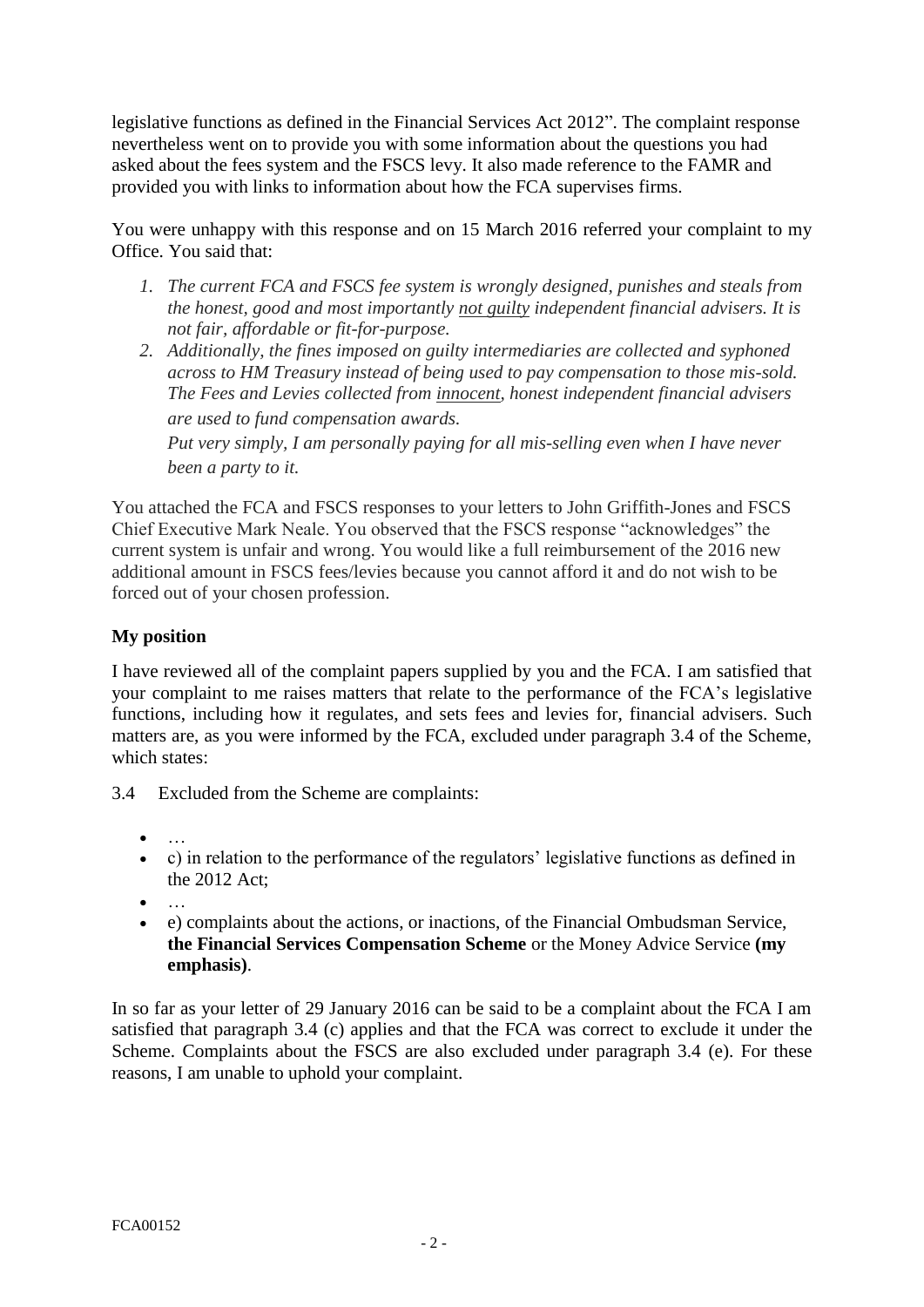legislative functions as defined in the Financial Services Act 2012". The complaint response nevertheless went on to provide you with some information about the questions you had asked about the fees system and the FSCS levy. It also made reference to the FAMR and provided you with links to information about how the FCA supervises firms.

You were unhappy with this response and on 15 March 2016 referred your complaint to my Office. You said that:

1. *The current FCA and FSCS fee system is wrongly designed, punishes and steals from the honest, good and most importantly <u>not guilty</u> independent financial advisers. It is not fair, affordable or fit-for-purpose.*
2. *Additionally, the fines imposed on guilty intermediaries are collected and syphoned across to HM Treasury instead of being used to pay compensation to those mis-sold. The Fees and Levies collected from <u>innocent</u>, honest independent financial advisers are used to fund compensation awards.*

   *Put very simply, I am personally paying for all mis-selling even when I have never been a party to it.*

You attached the FCA and FSCS responses to your letters to John Griffith-Jones and FSCS Chief Executive Mark Neale. You observed that the FSCS response "acknowledges" the current system is unfair and wrong. You would like a full reimbursement of the 2016 new additional amount in FSCS fees/levies because you cannot afford it and do not wish to be forced out of your chosen profession.

**My position**

I have reviewed all of the complaint papers supplied by you and the FCA. I am satisfied that your complaint to me raises matters that relate to the performance of the FCA's legislative functions, including how it regulates, and sets fees and levies for, financial advisers. Such matters are, as you were informed by the FCA, excluded under paragraph 3.4 of the Scheme, which states:

3.4 Excluded from the Scheme are complaints:

- …
- c) in relation to the performance of the regulators' legislative functions as defined in the 2012 Act;
- …
- e) complaints about the actions, or inactions, of the Financial Ombudsman Service, **the Financial Services Compensation Scheme** or the Money Advice Service **(my emphasis)**.

In so far as your letter of 29 January 2016 can be said to be a complaint about the FCA I am satisfied that paragraph 3.4 (c) applies and that the FCA was correct to exclude it under the Scheme. Complaints about the FSCS are also excluded under paragraph 3.4 (e). For these reasons, I am unable to uphold your complaint.

FCA00152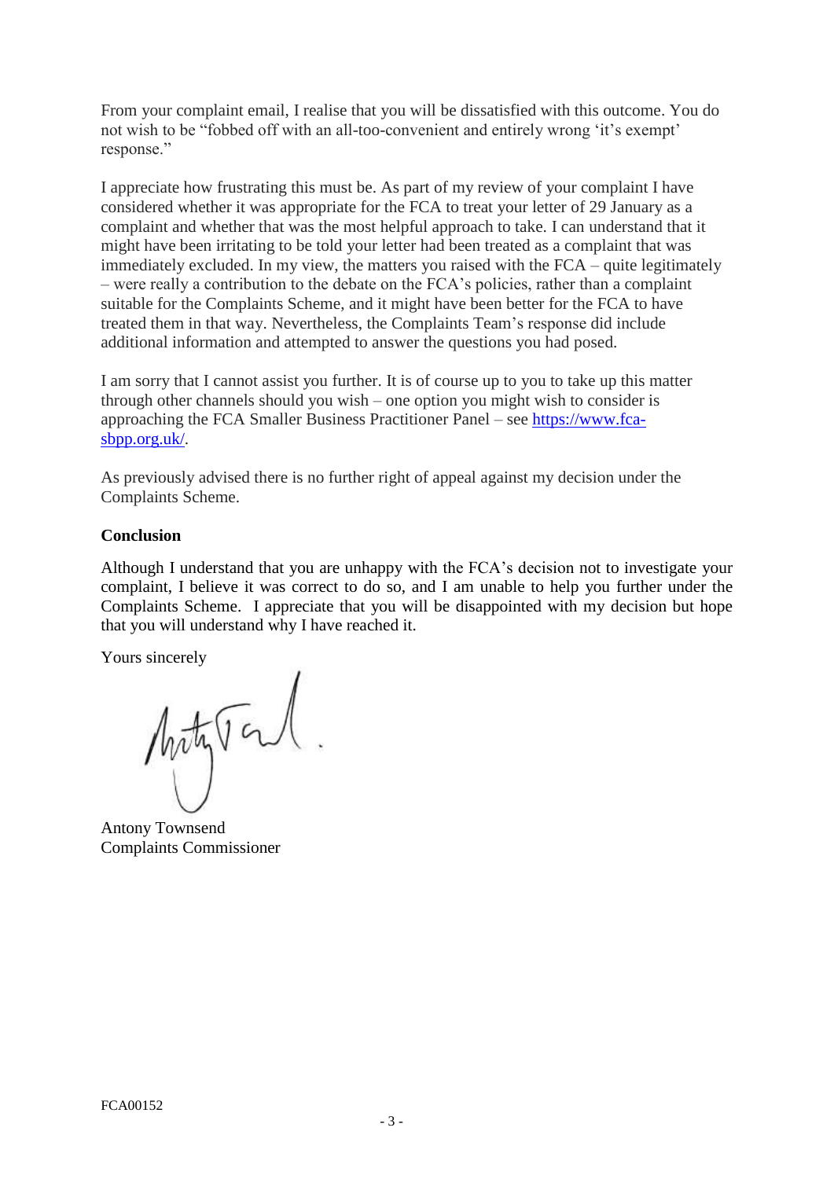From your complaint email, I realise that you will be dissatisfied with this outcome. You do not wish to be "fobbed off with an all-too-convenient and entirely wrong 'it's exempt' response."

I appreciate how frustrating this must be. As part of my review of your complaint I have considered whether it was appropriate for the FCA to treat your letter of 29 January as a complaint and whether that was the most helpful approach to take. I can understand that it might have been irritating to be told your letter had been treated as a complaint that was immediately excluded. In my view, the matters you raised with the FCA – quite legitimately – were really a contribution to the debate on the FCA's policies, rather than a complaint suitable for the Complaints Scheme, and it might have been better for the FCA to have treated them in that way. Nevertheless, the Complaints Team's response did include additional information and attempted to answer the questions you had posed.

I am sorry that I cannot assist you further. It is of course up to you to take up this matter through other channels should you wish – one option you might wish to consider is approaching the FCA Smaller Business Practitioner Panel – see [https://www.fca-sbpp.org.uk/](https://www.fca-sbpp.org.uk/).

As previously advised there is no further right of appeal against my decision under the Complaints Scheme.

**Conclusion**

Although I understand that you are unhappy with the FCA's decision not to investigate your complaint, I believe it was correct to do so, and I am unable to help you further under the Complaints Scheme. I appreciate that you will be disappointed with my decision but hope that you will understand why I have reached it.

Yours sincerely

Antony Townsend
Complaints Commissioner

FCA00152